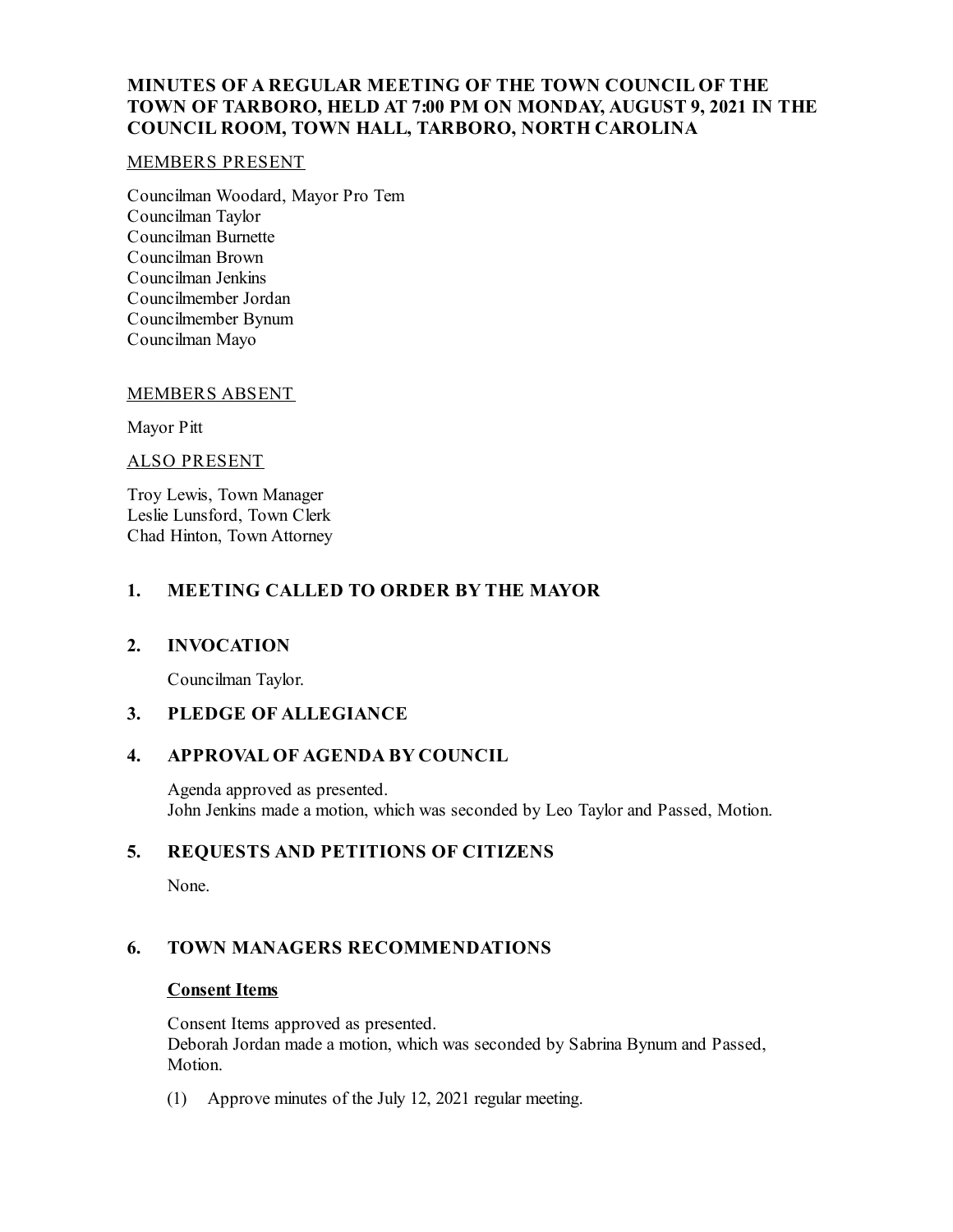**MINUTES OF A REGULAR MEETING OF THE TOWN COUNCIL OF THE TOWN OF TARBORO, HELD AT 7:00 PM ON MONDAY, AUGUST 9, 2021 IN THE COUNCIL ROOM, TOWN HALL, TARBORO, NORTH CAROLINA**

MEMBERS PRESENT

Councilman Woodard, Mayor Pro Tem
Councilman Taylor
Councilman Burnette
Councilman Brown
Councilman Jenkins
Councilmember Jordan
Councilmember Bynum
Councilman Mayo

MEMBERS ABSENT

Mayor Pitt

ALSO PRESENT

Troy Lewis, Town Manager
Leslie Lunsford, Town Clerk
Chad Hinton, Town Attorney

## 1. MEETING CALLED TO ORDER BY THE MAYOR

## 2. INVOCATION

Councilman Taylor.

## 3. PLEDGE OF ALLEGIANCE

## 4. APPROVAL OF AGENDA BY COUNCIL

Agenda approved as presented.
John Jenkins made a motion, which was seconded by Leo Taylor and Passed, Motion.

## 5. REQUESTS AND PETITIONS OF CITIZENS

None.

## 6. TOWN MANAGERS RECOMMENDATIONS

**Consent Items**

Consent Items approved as presented.
Deborah Jordan made a motion, which was seconded by Sabrina Bynum and Passed, Motion.

(1) Approve minutes of the July 12, 2021 regular meeting.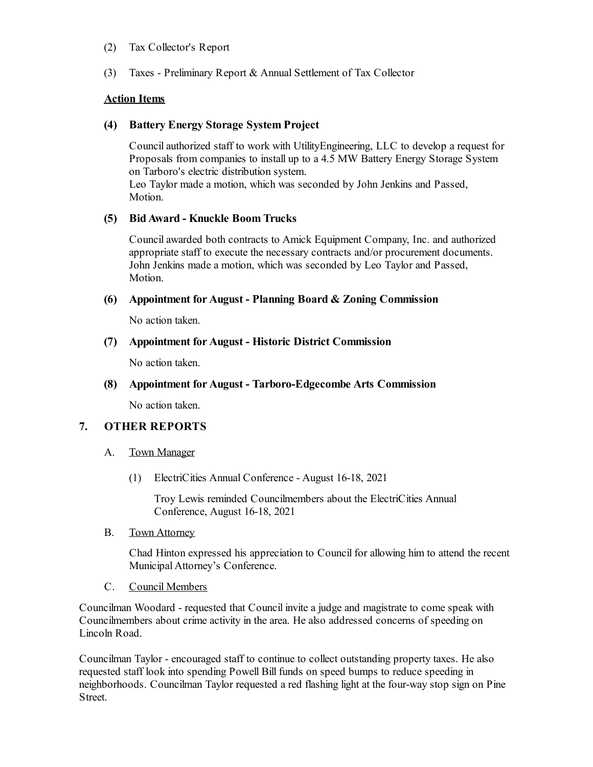(2) Tax Collector's Report

(3) Taxes - Preliminary Report & Annual Settlement of Tax Collector

**Action Items**

**(4) Battery Energy Storage System Project**

Council authorized staff to work with UtilityEngineering, LLC to develop a request for Proposals from companies to install up to a 4.5 MW Battery Energy Storage System on Tarboro's electric distribution system.
Leo Taylor made a motion, which was seconded by John Jenkins and Passed, Motion.

**(5) Bid Award - Knuckle Boom Trucks**

Council awarded both contracts to Amick Equipment Company, Inc. and authorized appropriate staff to execute the necessary contracts and/or procurement documents.
John Jenkins made a motion, which was seconded by Leo Taylor and Passed, Motion.

**(6) Appointment for August - Planning Board & Zoning Commission**

No action taken.

**(7) Appointment for August - Historic District Commission**

No action taken.

**(8) Appointment for August - Tarboro-Edgecombe Arts Commission**

No action taken.

## 7. OTHER REPORTS

A. Town Manager

(1) ElectriCities Annual Conference - August 16-18, 2021

Troy Lewis reminded Councilmembers about the ElectriCities Annual Conference, August 16-18, 2021

B. Town Attorney

Chad Hinton expressed his appreciation to Council for allowing him to attend the recent Municipal Attorney's Conference.

C. Council Members

Councilman Woodard - requested that Council invite a judge and magistrate to come speak with Councilmembers about crime activity in the area. He also addressed concerns of speeding on Lincoln Road.

Councilman Taylor - encouraged staff to continue to collect outstanding property taxes. He also requested staff look into spending Powell Bill funds on speed bumps to reduce speeding in neighborhoods. Councilman Taylor requested a red flashing light at the four-way stop sign on Pine Street.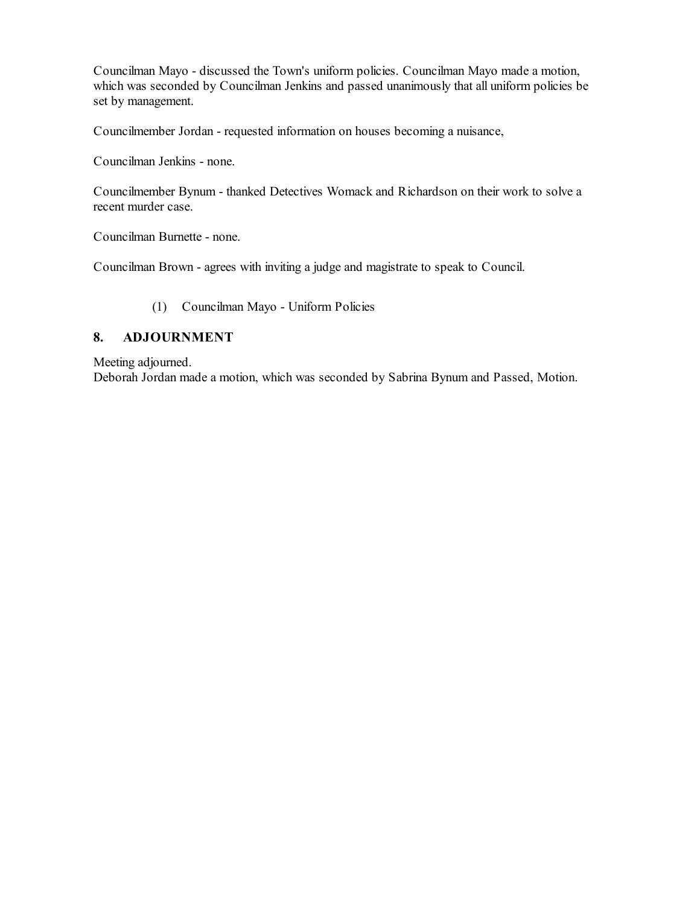Councilman Mayo - discussed the Town's uniform policies. Councilman Mayo made a motion, which was seconded by Councilman Jenkins and passed unanimously that all uniform policies be set by management.

Councilmember Jordan - requested information on houses becoming a nuisance,

Councilman Jenkins - none.

Councilmember Bynum - thanked Detectives Womack and Richardson on their work to solve a recent murder case.

Councilman Burnette - none.

Councilman Brown - agrees with inviting a judge and magistrate to speak to Council.

(1) Councilman Mayo - Uniform Policies

## 8. ADJOURNMENT

Meeting adjourned.
Deborah Jordan made a motion, which was seconded by Sabrina Bynum and Passed, Motion.